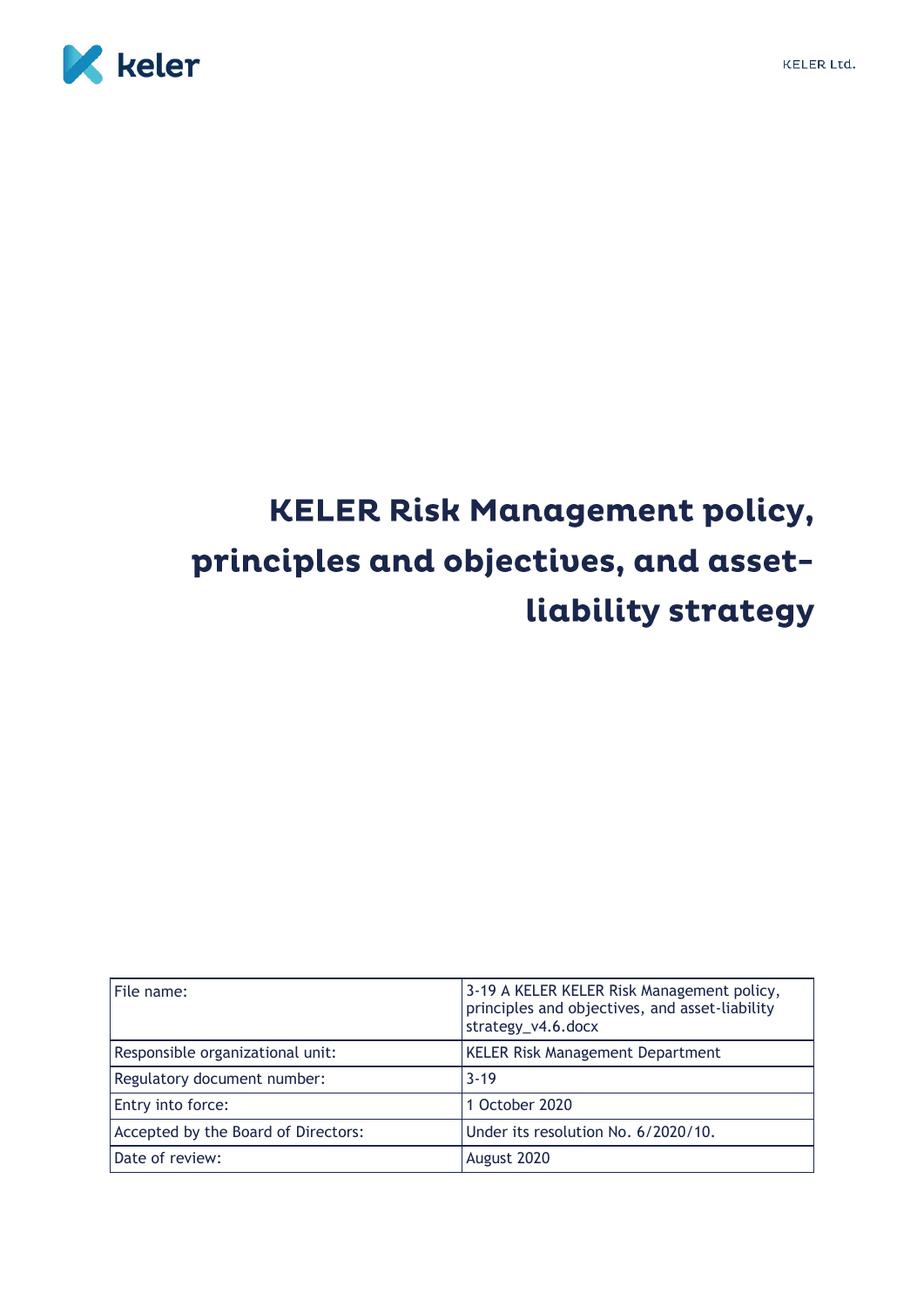# KELER Risk Management policy, principles and objectives, and asset-liability strategy

| File name: | 3-19 A KELER KELER Risk Management policy, principles and objectives, and asset-liability strategy_v4.6.docx |
|---|---|
| Responsible organizational unit: | KELER Risk Management Department |
| Regulatory document number: | 3-19 |
| Entry into force: | 1 October 2020 |
| Accepted by the Board of Directors: | Under its resolution No. 6/2020/10. |
| Date of review: | August 2020 |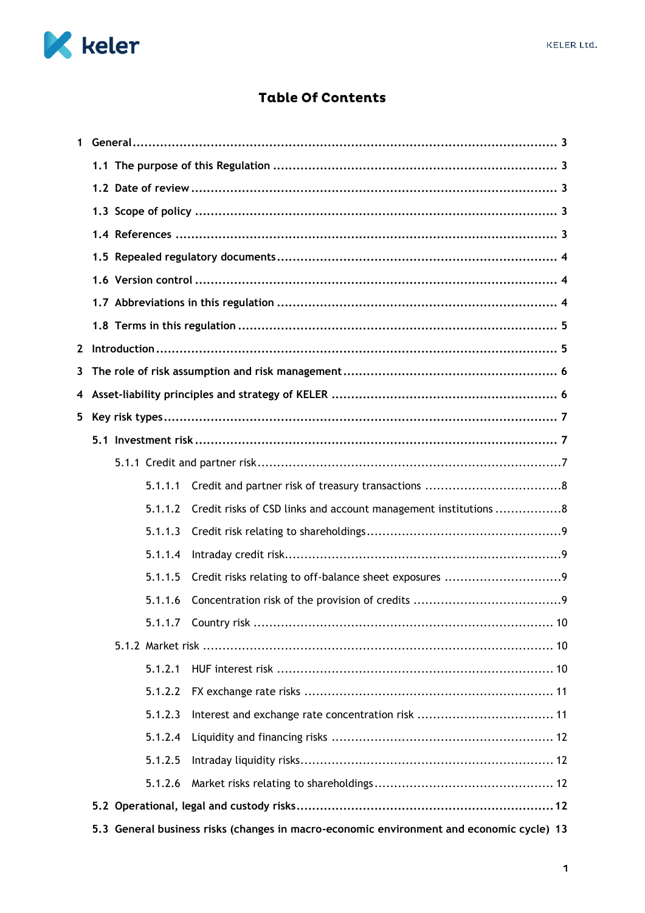# Table Of Contents

1 General ... 3

- 1.1 The purpose of this Regulation ... 3
- 1.2 Date of review ... 3
- 1.3 Scope of policy ... 3
- 1.4 References ... 3
- 1.5 Repealed regulatory documents ... 4
- 1.6 Version control ... 4
- 1.7 Abbreviations in this regulation ... 4
- 1.8 Terms in this regulation ... 5

2 Introduction ... 5

3 The role of risk assumption and risk management ... 6

4 Asset-liability principles and strategy of KELER ... 6

5 Key risk types ... 7

- 5.1 Investment risk ... 7
  - 5.1.1 Credit and partner risk ... 7
    - 5.1.1.1 Credit and partner risk of treasury transactions ... 8
    - 5.1.1.2 Credit risks of CSD links and account management institutions ... 8
    - 5.1.1.3 Credit risk relating to shareholdings ... 9
    - 5.1.1.4 Intraday credit risk ... 9
    - 5.1.1.5 Credit risks relating to off-balance sheet exposures ... 9
    - 5.1.1.6 Concentration risk of the provision of credits ... 9
    - 5.1.1.7 Country risk ... 10
  - 5.1.2 Market risk ... 10
    - 5.1.2.1 HUF interest risk ... 10
    - 5.1.2.2 FX exchange rate risks ... 11
    - 5.1.2.3 Interest and exchange rate concentration risk ... 11
    - 5.1.2.4 Liquidity and financing risks ... 12
    - 5.1.2.5 Intraday liquidity risks ... 12
    - 5.1.2.6 Market risks relating to shareholdings ... 12
- 5.2 Operational, legal and custody risks ... 12
- 5.3 General business risks (changes in macro-economic environment and economic cycle) 13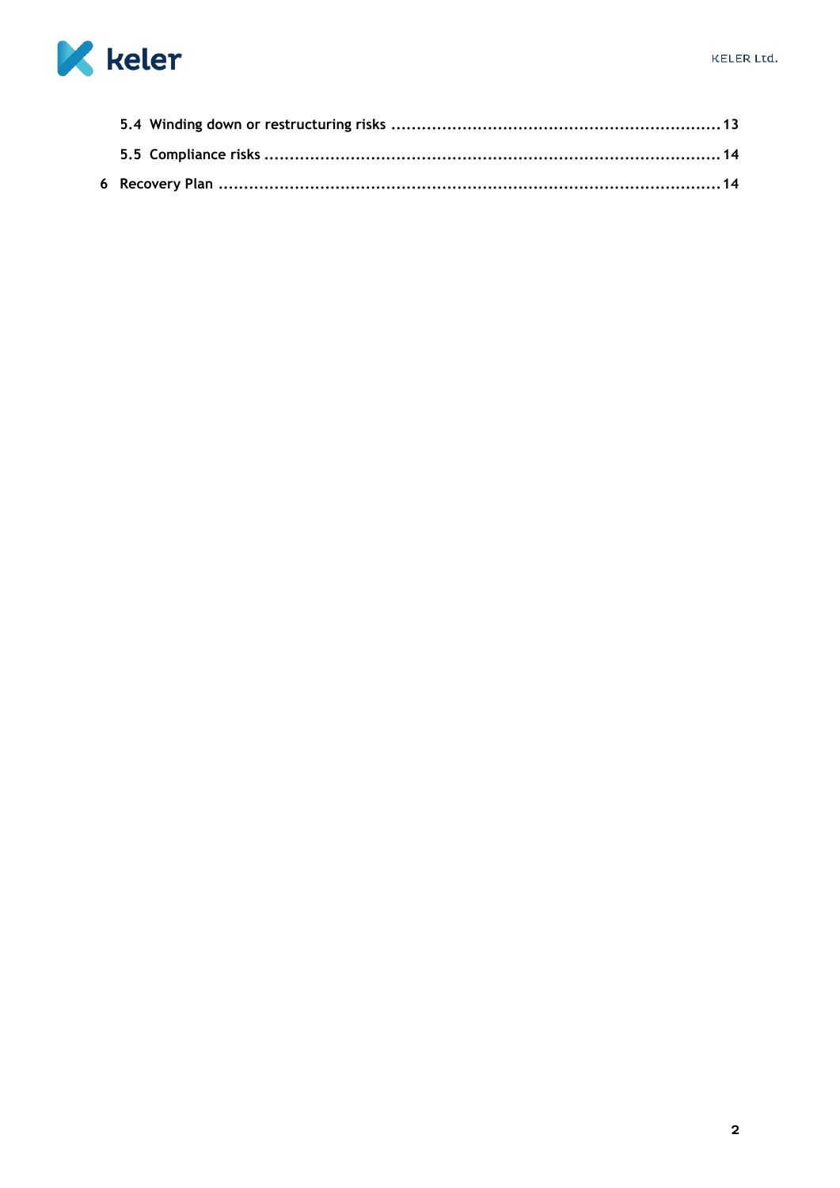5.4 Winding down or restructuring risks ................................................................ 13

5.5 Compliance risks ........................................................................................ 14

6 Recovery Plan ................................................................................................ 14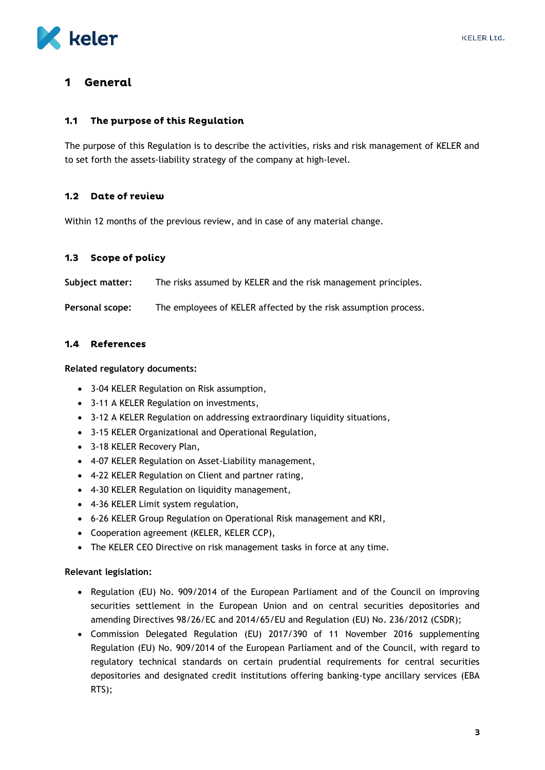# 1 General

## 1.1 The purpose of this Regulation

The purpose of this Regulation is to describe the activities, risks and risk management of KELER and to set forth the assets-liability strategy of the company at high-level.

## 1.2 Date of review

Within 12 months of the previous review, and in case of any material change.

## 1.3 Scope of policy

**Subject matter:** The risks assumed by KELER and the risk management principles.

**Personal scope:** The employees of KELER affected by the risk assumption process.

## 1.4 References

**Related regulatory documents:**

- 3-04 KELER Regulation on Risk assumption,
- 3-11 A KELER Regulation on investments,
- 3-12 A KELER Regulation on addressing extraordinary liquidity situations,
- 3-15 KELER Organizational and Operational Regulation,
- 3-18 KELER Recovery Plan,
- 4-07 KELER Regulation on Asset-Liability management,
- 4-22 KELER Regulation on Client and partner rating,
- 4-30 KELER Regulation on liquidity management,
- 4-36 KELER Limit system regulation,
- 6-26 KELER Group Regulation on Operational Risk management and KRI,
- Cooperation agreement (KELER, KELER CCP),
- The KELER CEO Directive on risk management tasks in force at any time.

**Relevant legislation:**

- Regulation (EU) No. 909/2014 of the European Parliament and of the Council on improving securities settlement in the European Union and on central securities depositories and amending Directives 98/26/EC and 2014/65/EU and Regulation (EU) No. 236/2012 (CSDR);
- Commission Delegated Regulation (EU) 2017/390 of 11 November 2016 supplementing Regulation (EU) No. 909/2014 of the European Parliament and of the Council, with regard to regulatory technical standards on certain prudential requirements for central securities depositories and designated credit institutions offering banking-type ancillary services (EBA RTS);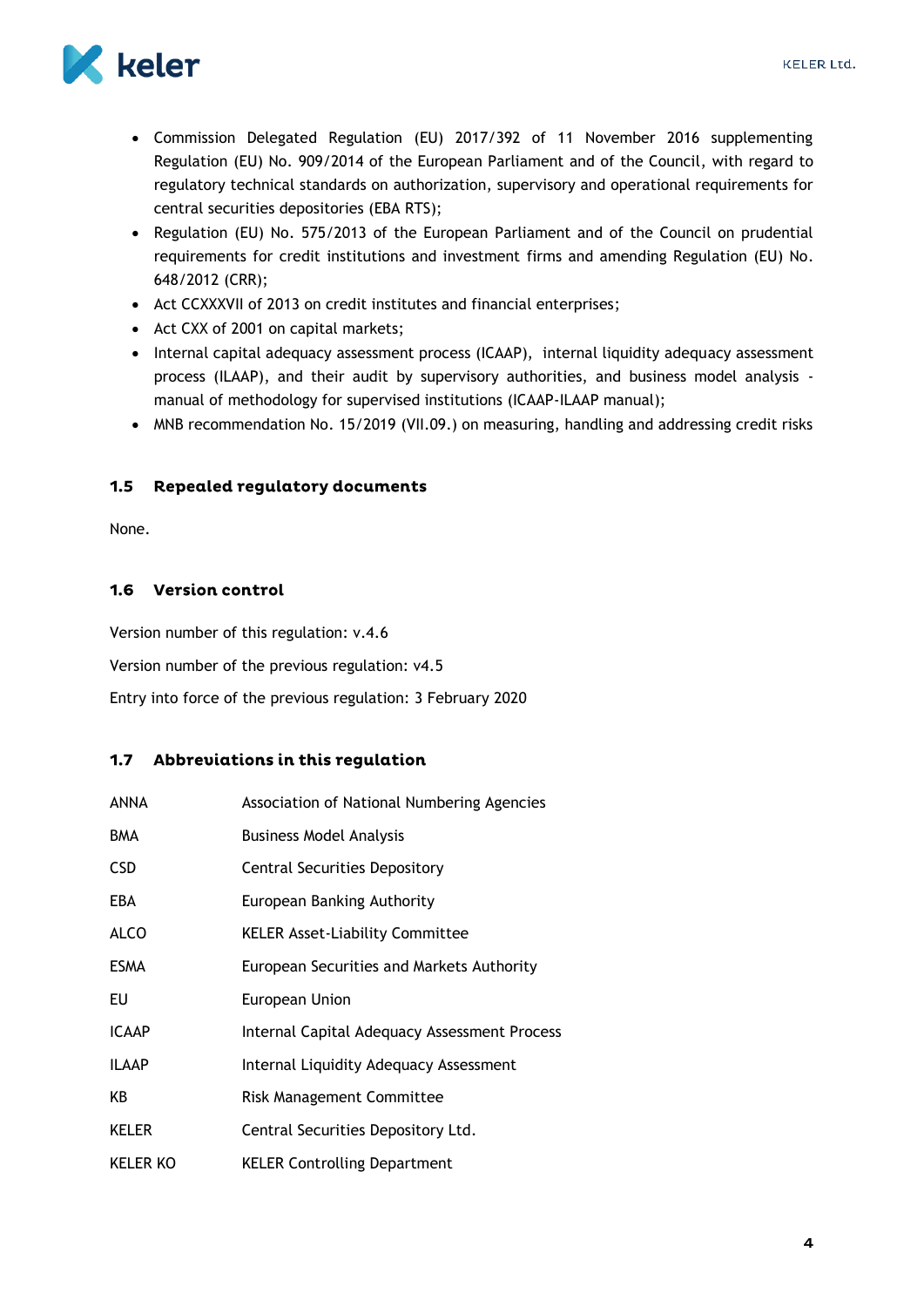- Commission Delegated Regulation (EU) 2017/392 of 11 November 2016 supplementing Regulation (EU) No. 909/2014 of the European Parliament and of the Council, with regard to regulatory technical standards on authorization, supervisory and operational requirements for central securities depositories (EBA RTS);
- Regulation (EU) No. 575/2013 of the European Parliament and of the Council on prudential requirements for credit institutions and investment firms and amending Regulation (EU) No. 648/2012 (CRR);
- Act CCXXXVII of 2013 on credit institutes and financial enterprises;
- Act CXX of 2001 on capital markets;
- Internal capital adequacy assessment process (ICAAP), internal liquidity adequacy assessment process (ILAAP), and their audit by supervisory authorities, and business model analysis - manual of methodology for supervised institutions (ICAAP-ILAAP manual);
- MNB recommendation No. 15/2019 (VII.09.) on measuring, handling and addressing credit risks

### 1.5 Repealed regulatory documents

None.

### 1.6 Version control

Version number of this regulation: v.4.6

Version number of the previous regulation: v4.5

Entry into force of the previous regulation: 3 February 2020

### 1.7 Abbreviations in this regulation

| | |
|---|---|
| ANNA | Association of National Numbering Agencies |
| BMA | Business Model Analysis |
| CSD | Central Securities Depository |
| EBA | European Banking Authority |
| ALCO | KELER Asset-Liability Committee |
| ESMA | European Securities and Markets Authority |
| EU | European Union |
| ICAAP | Internal Capital Adequacy Assessment Process |
| ILAAP | Internal Liquidity Adequacy Assessment |
| KB | Risk Management Committee |
| KELER | Central Securities Depository Ltd. |
| KELER KO | KELER Controlling Department |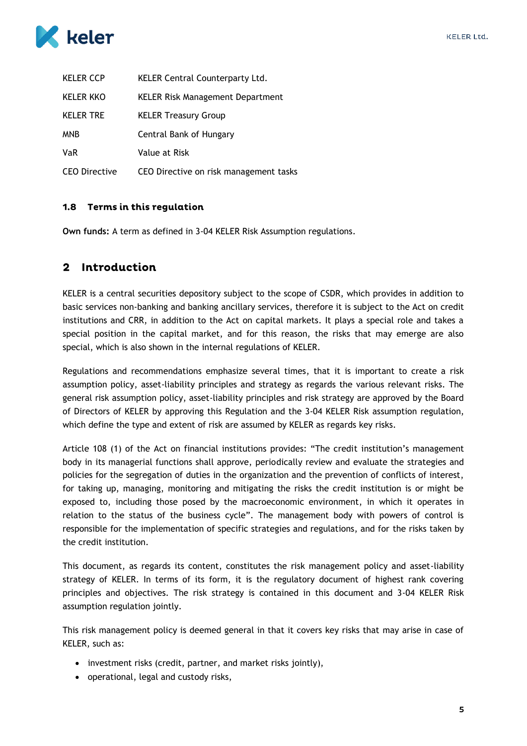| | |
|---|---|
| KELER CCP | KELER Central Counterparty Ltd. |
| KELER KKO | KELER Risk Management Department |
| KELER TRE | KELER Treasury Group |
| MNB | Central Bank of Hungary |
| VaR | Value at Risk |
| CEO Directive | CEO Directive on risk management tasks |

### 1.8 Terms in this regulation

**Own funds:** A term as defined in 3-04 KELER Risk Assumption regulations.

## 2 Introduction

KELER is a central securities depository subject to the scope of CSDR, which provides in addition to basic services non-banking and banking ancillary services, therefore it is subject to the Act on credit institutions and CRR, in addition to the Act on capital markets. It plays a special role and takes a special position in the capital market, and for this reason, the risks that may emerge are also special, which is also shown in the internal regulations of KELER.

Regulations and recommendations emphasize several times, that it is important to create a risk assumption policy, asset-liability principles and strategy as regards the various relevant risks. The general risk assumption policy, asset-liability principles and risk strategy are approved by the Board of Directors of KELER by approving this Regulation and the 3-04 KELER Risk assumption regulation, which define the type and extent of risk are assumed by KELER as regards key risks.

Article 108 (1) of the Act on financial institutions provides: "The credit institution's management body in its managerial functions shall approve, periodically review and evaluate the strategies and policies for the segregation of duties in the organization and the prevention of conflicts of interest, for taking up, managing, monitoring and mitigating the risks the credit institution is or might be exposed to, including those posed by the macroeconomic environment, in which it operates in relation to the status of the business cycle". The management body with powers of control is responsible for the implementation of specific strategies and regulations, and for the risks taken by the credit institution.

This document, as regards its content, constitutes the risk management policy and asset-liability strategy of KELER. In terms of its form, it is the regulatory document of highest rank covering principles and objectives. The risk strategy is contained in this document and 3-04 KELER Risk assumption regulation jointly.

This risk management policy is deemed general in that it covers key risks that may arise in case of KELER, such as:

- investment risks (credit, partner, and market risks jointly),
- operational, legal and custody risks,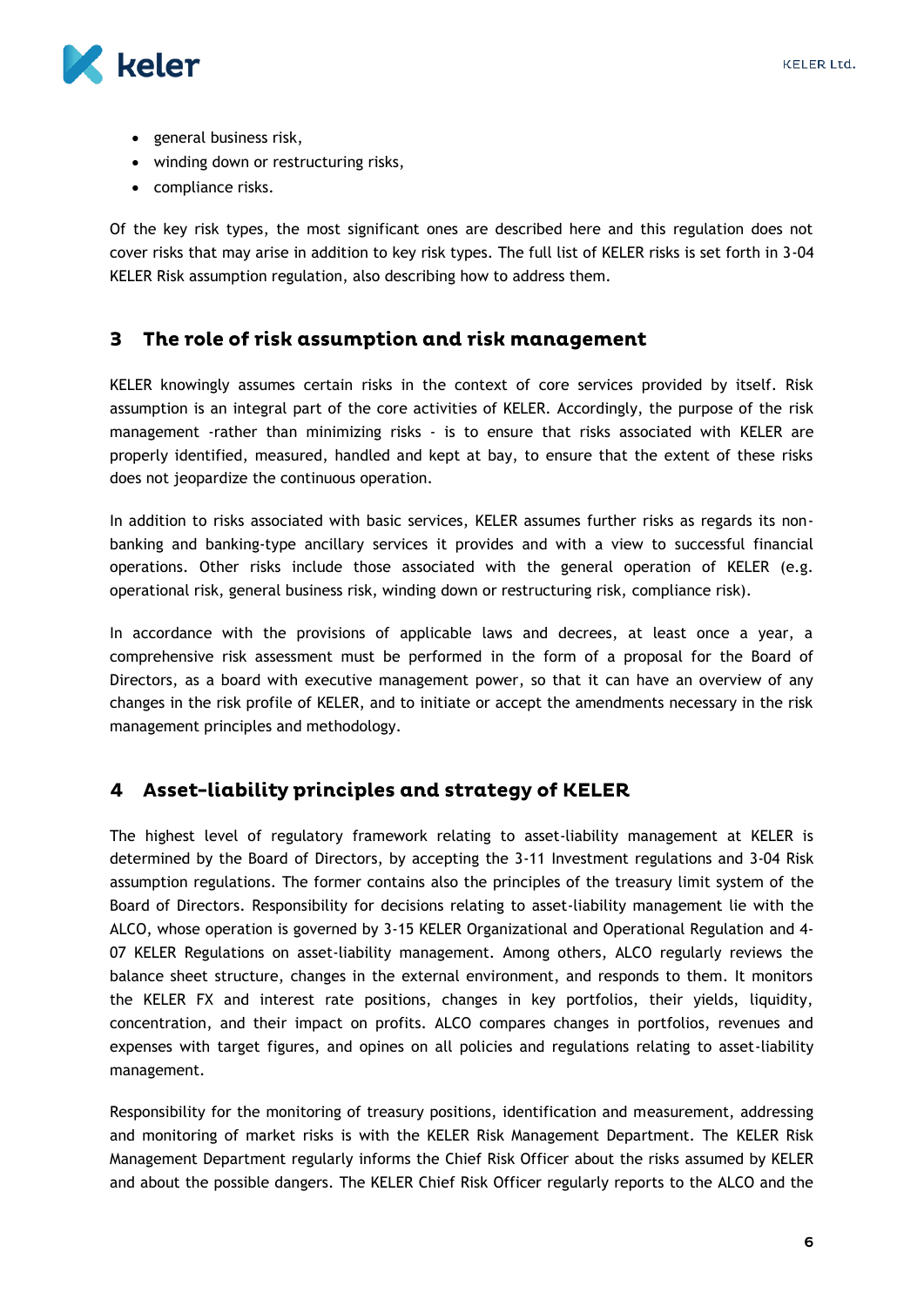- general business risk,
- winding down or restructuring risks,
- compliance risks.

Of the key risk types, the most significant ones are described here and this regulation does not cover risks that may arise in addition to key risk types. The full list of KELER risks is set forth in 3-04 KELER Risk assumption regulation, also describing how to address them.

## 3 The role of risk assumption and risk management

KELER knowingly assumes certain risks in the context of core services provided by itself. Risk assumption is an integral part of the core activities of KELER. Accordingly, the purpose of the risk management -rather than minimizing risks - is to ensure that risks associated with KELER are properly identified, measured, handled and kept at bay, to ensure that the extent of these risks does not jeopardize the continuous operation.

In addition to risks associated with basic services, KELER assumes further risks as regards its non-banking and banking-type ancillary services it provides and with a view to successful financial operations. Other risks include those associated with the general operation of KELER (e.g. operational risk, general business risk, winding down or restructuring risk, compliance risk).

In accordance with the provisions of applicable laws and decrees, at least once a year, a comprehensive risk assessment must be performed in the form of a proposal for the Board of Directors, as a board with executive management power, so that it can have an overview of any changes in the risk profile of KELER, and to initiate or accept the amendments necessary in the risk management principles and methodology.

## 4 Asset-liability principles and strategy of KELER

The highest level of regulatory framework relating to asset-liability management at KELER is determined by the Board of Directors, by accepting the 3-11 Investment regulations and 3-04 Risk assumption regulations. The former contains also the principles of the treasury limit system of the Board of Directors. Responsibility for decisions relating to asset-liability management lie with the ALCO, whose operation is governed by 3-15 KELER Organizational and Operational Regulation and 4-07 KELER Regulations on asset-liability management. Among others, ALCO regularly reviews the balance sheet structure, changes in the external environment, and responds to them. It monitors the KELER FX and interest rate positions, changes in key portfolios, their yields, liquidity, concentration, and their impact on profits. ALCO compares changes in portfolios, revenues and expenses with target figures, and opines on all policies and regulations relating to asset-liability management.

Responsibility for the monitoring of treasury positions, identification and measurement, addressing and monitoring of market risks is with the KELER Risk Management Department. The KELER Risk Management Department regularly informs the Chief Risk Officer about the risks assumed by KELER and about the possible dangers. The KELER Chief Risk Officer regularly reports to the ALCO and the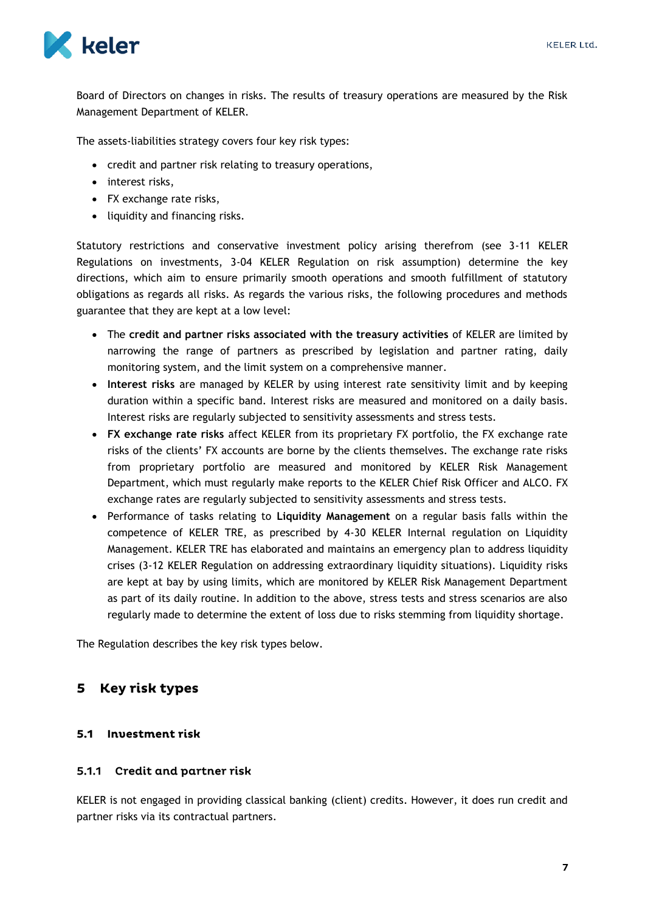Board of Directors on changes in risks. The results of treasury operations are measured by the Risk Management Department of KELER.

The assets-liabilities strategy covers four key risk types:

- credit and partner risk relating to treasury operations,
- interest risks,
- FX exchange rate risks,
- liquidity and financing risks.

Statutory restrictions and conservative investment policy arising therefrom (see 3-11 KELER Regulations on investments, 3-04 KELER Regulation on risk assumption) determine the key directions, which aim to ensure primarily smooth operations and smooth fulfillment of statutory obligations as regards all risks. As regards the various risks, the following procedures and methods guarantee that they are kept at a low level:

- The **credit and partner risks associated with the treasury activities** of KELER are limited by narrowing the range of partners as prescribed by legislation and partner rating, daily monitoring system, and the limit system on a comprehensive manner.
- **Interest risks** are managed by KELER by using interest rate sensitivity limit and by keeping duration within a specific band. Interest risks are measured and monitored on a daily basis. Interest risks are regularly subjected to sensitivity assessments and stress tests.
- **FX exchange rate risks** affect KELER from its proprietary FX portfolio, the FX exchange rate risks of the clients' FX accounts are borne by the clients themselves. The exchange rate risks from proprietary portfolio are measured and monitored by KELER Risk Management Department, which must regularly make reports to the KELER Chief Risk Officer and ALCO. FX exchange rates are regularly subjected to sensitivity assessments and stress tests.
- Performance of tasks relating to **Liquidity Management** on a regular basis falls within the competence of KELER TRE, as prescribed by 4-30 KELER Internal regulation on Liquidity Management. KELER TRE has elaborated and maintains an emergency plan to address liquidity crises (3-12 KELER Regulation on addressing extraordinary liquidity situations). Liquidity risks are kept at bay by using limits, which are monitored by KELER Risk Management Department as part of its daily routine. In addition to the above, stress tests and stress scenarios are also regularly made to determine the extent of loss due to risks stemming from liquidity shortage.

The Regulation describes the key risk types below.

# 5 Key risk types

## 5.1 Investment risk

### 5.1.1 Credit and partner risk

KELER is not engaged in providing classical banking (client) credits. However, it does run credit and partner risks via its contractual partners.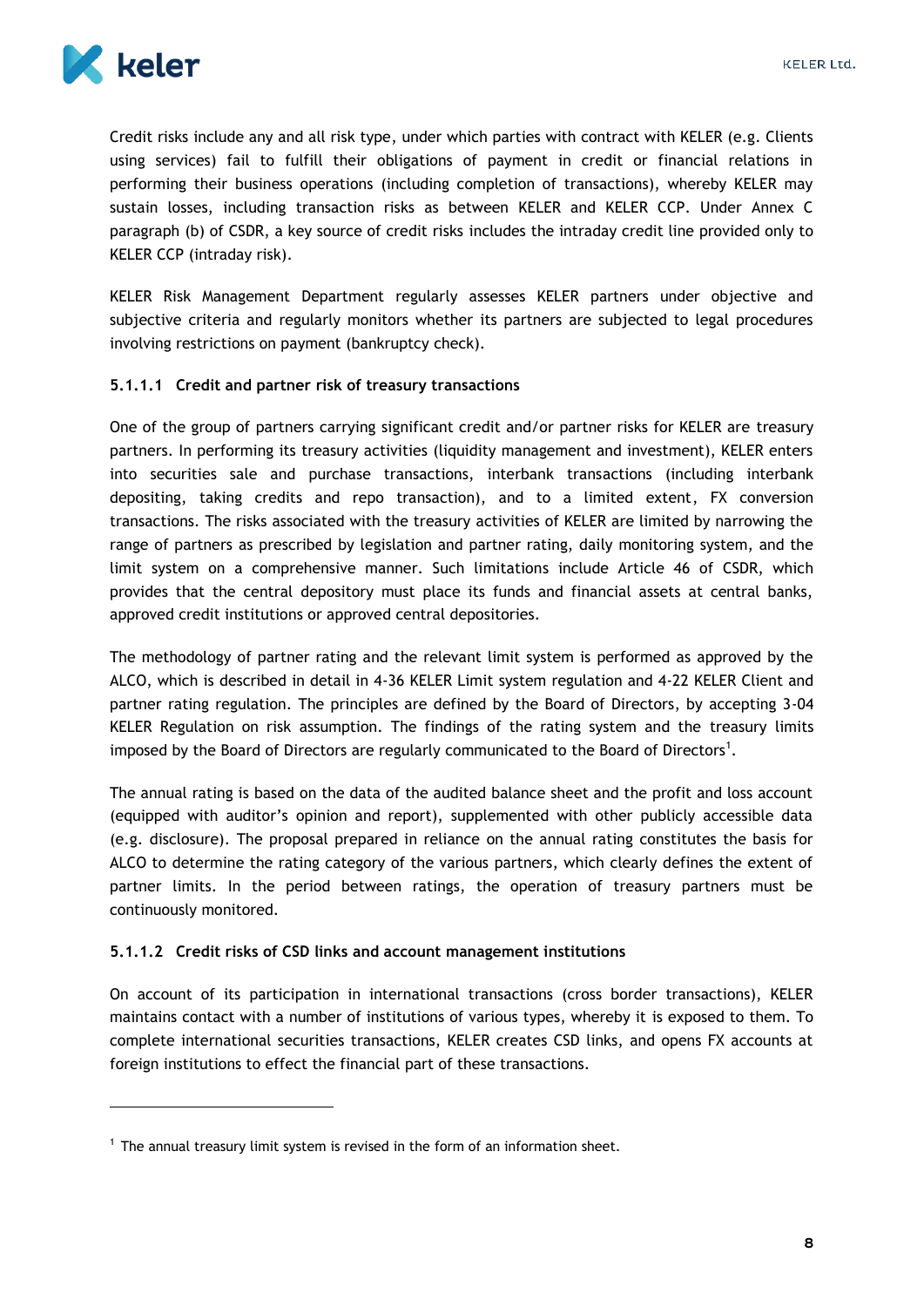Credit risks include any and all risk type, under which parties with contract with KELER (e.g. Clients using services) fail to fulfill their obligations of payment in credit or financial relations in performing their business operations (including completion of transactions), whereby KELER may sustain losses, including transaction risks as between KELER and KELER CCP. Under Annex C paragraph (b) of CSDR, a key source of credit risks includes the intraday credit line provided only to KELER CCP (intraday risk).

KELER Risk Management Department regularly assesses KELER partners under objective and subjective criteria and regularly monitors whether its partners are subjected to legal procedures involving restrictions on payment (bankruptcy check).

#### 5.1.1.1 Credit and partner risk of treasury transactions

One of the group of partners carrying significant credit and/or partner risks for KELER are treasury partners. In performing its treasury activities (liquidity management and investment), KELER enters into securities sale and purchase transactions, interbank transactions (including interbank depositing, taking credits and repo transaction), and to a limited extent, FX conversion transactions. The risks associated with the treasury activities of KELER are limited by narrowing the range of partners as prescribed by legislation and partner rating, daily monitoring system, and the limit system on a comprehensive manner. Such limitations include Article 46 of CSDR, which provides that the central depository must place its funds and financial assets at central banks, approved credit institutions or approved central depositories.

The methodology of partner rating and the relevant limit system is performed as approved by the ALCO, which is described in detail in 4-36 KELER Limit system regulation and 4-22 KELER Client and partner rating regulation. The principles are defined by the Board of Directors, by accepting 3-04 KELER Regulation on risk assumption. The findings of the rating system and the treasury limits imposed by the Board of Directors are regularly communicated to the Board of Directors[1].

The annual rating is based on the data of the audited balance sheet and the profit and loss account (equipped with auditor's opinion and report), supplemented with other publicly accessible data (e.g. disclosure). The proposal prepared in reliance on the annual rating constitutes the basis for ALCO to determine the rating category of the various partners, which clearly defines the extent of partner limits. In the period between ratings, the operation of treasury partners must be continuously monitored.

#### 5.1.1.2 Credit risks of CSD links and account management institutions

On account of its participation in international transactions (cross border transactions), KELER maintains contact with a number of institutions of various types, whereby it is exposed to them. To complete international securities transactions, KELER creates CSD links, and opens FX accounts at foreign institutions to effect the financial part of these transactions.

---

[1] The annual treasury limit system is revised in the form of an information sheet.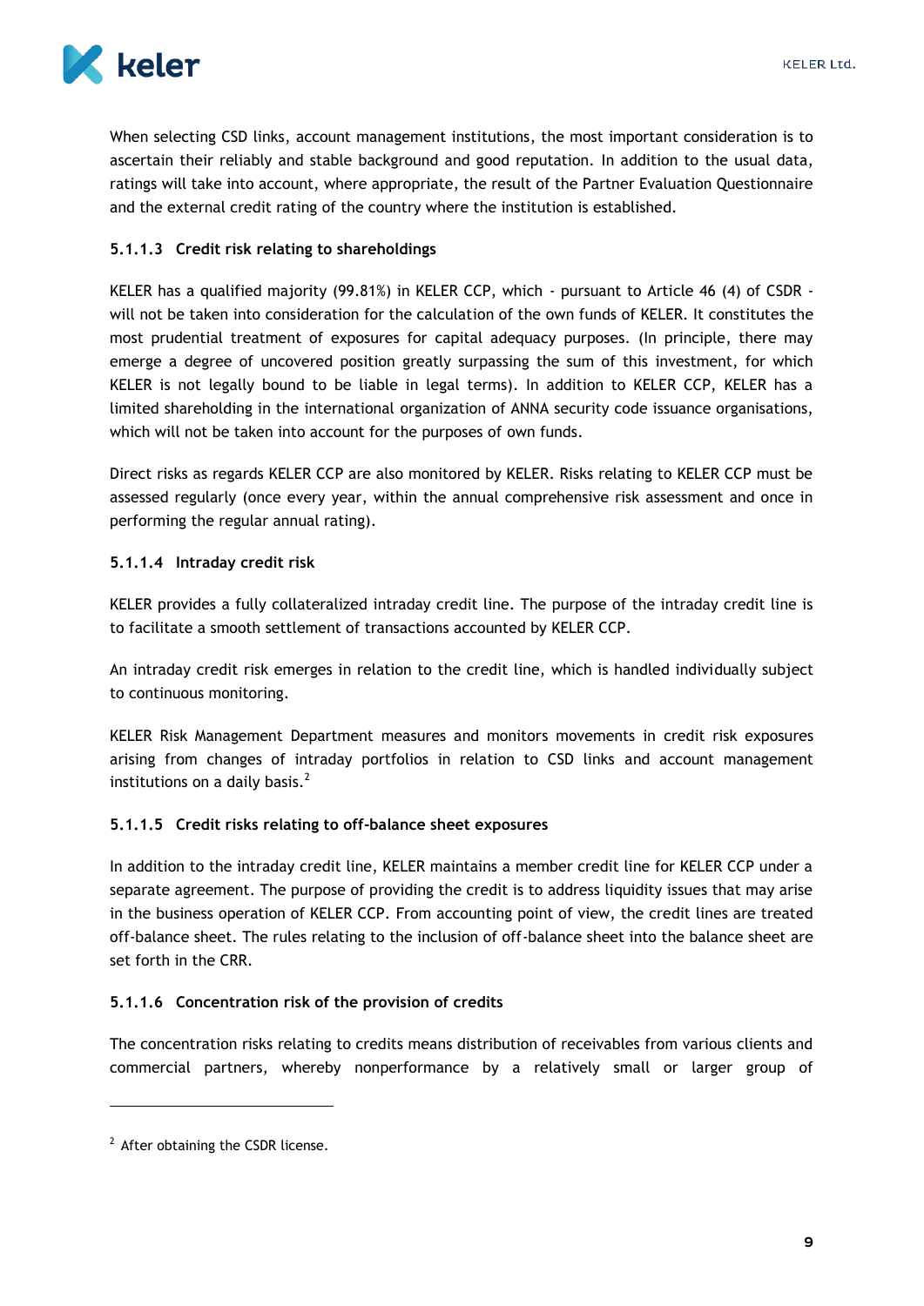When selecting CSD links, account management institutions, the most important consideration is to ascertain their reliably and stable background and good reputation. In addition to the usual data, ratings will take into account, where appropriate, the result of the Partner Evaluation Questionnaire and the external credit rating of the country where the institution is established.

#### 5.1.1.3 Credit risk relating to shareholdings

KELER has a qualified majority (99.81%) in KELER CCP, which - pursuant to Article 46 (4) of CSDR - will not be taken into consideration for the calculation of the own funds of KELER. It constitutes the most prudential treatment of exposures for capital adequacy purposes. (In principle, there may emerge a degree of uncovered position greatly surpassing the sum of this investment, for which KELER is not legally bound to be liable in legal terms). In addition to KELER CCP, KELER has a limited shareholding in the international organization of ANNA security code issuance organisations, which will not be taken into account for the purposes of own funds.

Direct risks as regards KELER CCP are also monitored by KELER. Risks relating to KELER CCP must be assessed regularly (once every year, within the annual comprehensive risk assessment and once in performing the regular annual rating).

#### 5.1.1.4 Intraday credit risk

KELER provides a fully collateralized intraday credit line. The purpose of the intraday credit line is to facilitate a smooth settlement of transactions accounted by KELER CCP.

An intraday credit risk emerges in relation to the credit line, which is handled individually subject to continuous monitoring.

KELER Risk Management Department measures and monitors movements in credit risk exposures arising from changes of intraday portfolios in relation to CSD links and account management institutions on a daily basis.[2]

#### 5.1.1.5 Credit risks relating to off-balance sheet exposures

In addition to the intraday credit line, KELER maintains a member credit line for KELER CCP under a separate agreement. The purpose of providing the credit is to address liquidity issues that may arise in the business operation of KELER CCP. From accounting point of view, the credit lines are treated off-balance sheet. The rules relating to the inclusion of off-balance sheet into the balance sheet are set forth in the CRR.

#### 5.1.1.6 Concentration risk of the provision of credits

The concentration risks relating to credits means distribution of receivables from various clients and commercial partners, whereby nonperformance by a relatively small or larger group of

---

[2] After obtaining the CSDR license.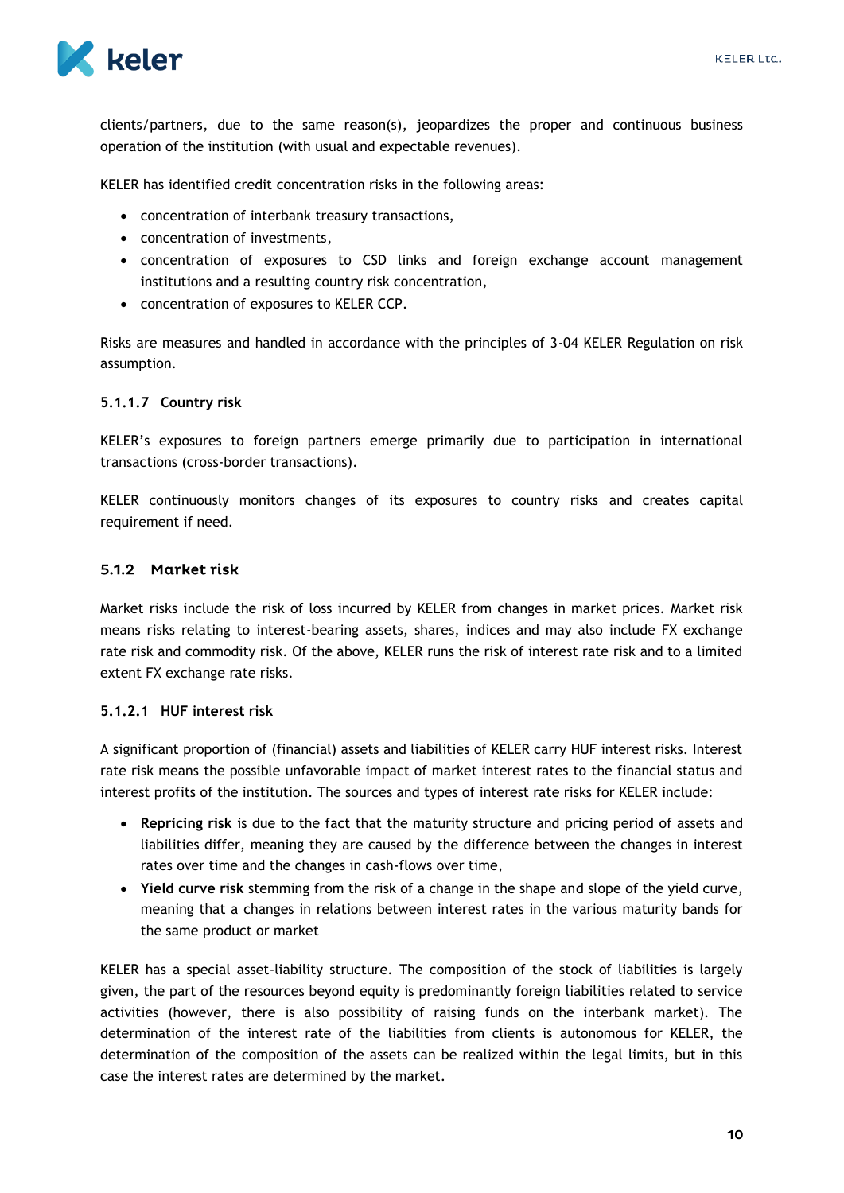clients/partners, due to the same reason(s), jeopardizes the proper and continuous business operation of the institution (with usual and expectable revenues).

KELER has identified credit concentration risks in the following areas:

- concentration of interbank treasury transactions,
- concentration of investments,
- concentration of exposures to CSD links and foreign exchange account management institutions and a resulting country risk concentration,
- concentration of exposures to KELER CCP.

Risks are measures and handled in accordance with the principles of 3-04 KELER Regulation on risk assumption.

#### 5.1.1.7 Country risk

KELER's exposures to foreign partners emerge primarily due to participation in international transactions (cross-border transactions).

KELER continuously monitors changes of its exposures to country risks and creates capital requirement if need.

### 5.1.2 Market risk

Market risks include the risk of loss incurred by KELER from changes in market prices. Market risk means risks relating to interest-bearing assets, shares, indices and may also include FX exchange rate risk and commodity risk. Of the above, KELER runs the risk of interest rate risk and to a limited extent FX exchange rate risks.

#### 5.1.2.1 HUF interest risk

A significant proportion of (financial) assets and liabilities of KELER carry HUF interest risks. Interest rate risk means the possible unfavorable impact of market interest rates to the financial status and interest profits of the institution. The sources and types of interest rate risks for KELER include:

- **Repricing risk** is due to the fact that the maturity structure and pricing period of assets and liabilities differ, meaning they are caused by the difference between the changes in interest rates over time and the changes in cash-flows over time,
- **Yield curve risk** stemming from the risk of a change in the shape and slope of the yield curve, meaning that a changes in relations between interest rates in the various maturity bands for the same product or market

KELER has a special asset-liability structure. The composition of the stock of liabilities is largely given, the part of the resources beyond equity is predominantly foreign liabilities related to service activities (however, there is also possibility of raising funds on the interbank market). The determination of the interest rate of the liabilities from clients is autonomous for KELER, the determination of the composition of the assets can be realized within the legal limits, but in this case the interest rates are determined by the market.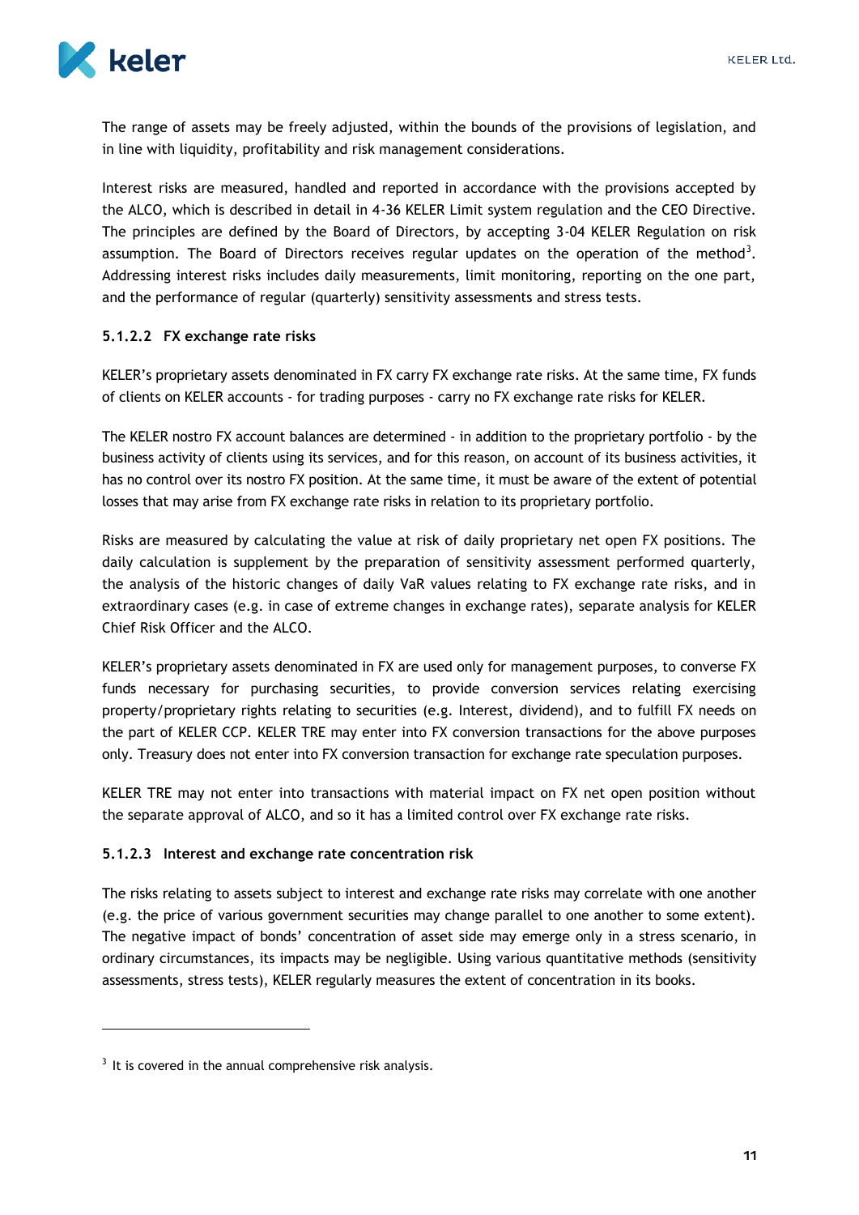The range of assets may be freely adjusted, within the bounds of the provisions of legislation, and in line with liquidity, profitability and risk management considerations.

Interest risks are measured, handled and reported in accordance with the provisions accepted by the ALCO, which is described in detail in 4-36 KELER Limit system regulation and the CEO Directive. The principles are defined by the Board of Directors, by accepting 3-04 KELER Regulation on risk assumption. The Board of Directors receives regular updates on the operation of the method[3]. Addressing interest risks includes daily measurements, limit monitoring, reporting on the one part, and the performance of regular (quarterly) sensitivity assessments and stress tests.

#### 5.1.2.2 FX exchange rate risks

KELER's proprietary assets denominated in FX carry FX exchange rate risks. At the same time, FX funds of clients on KELER accounts - for trading purposes - carry no FX exchange rate risks for KELER.

The KELER nostro FX account balances are determined - in addition to the proprietary portfolio - by the business activity of clients using its services, and for this reason, on account of its business activities, it has no control over its nostro FX position. At the same time, it must be aware of the extent of potential losses that may arise from FX exchange rate risks in relation to its proprietary portfolio.

Risks are measured by calculating the value at risk of daily proprietary net open FX positions. The daily calculation is supplement by the preparation of sensitivity assessment performed quarterly, the analysis of the historic changes of daily VaR values relating to FX exchange rate risks, and in extraordinary cases (e.g. in case of extreme changes in exchange rates), separate analysis for KELER Chief Risk Officer and the ALCO.

KELER's proprietary assets denominated in FX are used only for management purposes, to converse FX funds necessary for purchasing securities, to provide conversion services relating exercising property/proprietary rights relating to securities (e.g. Interest, dividend), and to fulfill FX needs on the part of KELER CCP. KELER TRE may enter into FX conversion transactions for the above purposes only. Treasury does not enter into FX conversion transaction for exchange rate speculation purposes.

KELER TRE may not enter into transactions with material impact on FX net open position without the separate approval of ALCO, and so it has a limited control over FX exchange rate risks.

#### 5.1.2.3 Interest and exchange rate concentration risk

The risks relating to assets subject to interest and exchange rate risks may correlate with one another (e.g. the price of various government securities may change parallel to one another to some extent). The negative impact of bonds' concentration of asset side may emerge only in a stress scenario, in ordinary circumstances, its impacts may be negligible. Using various quantitative methods (sensitivity assessments, stress tests), KELER regularly measures the extent of concentration in its books.

---

[3] It is covered in the annual comprehensive risk analysis.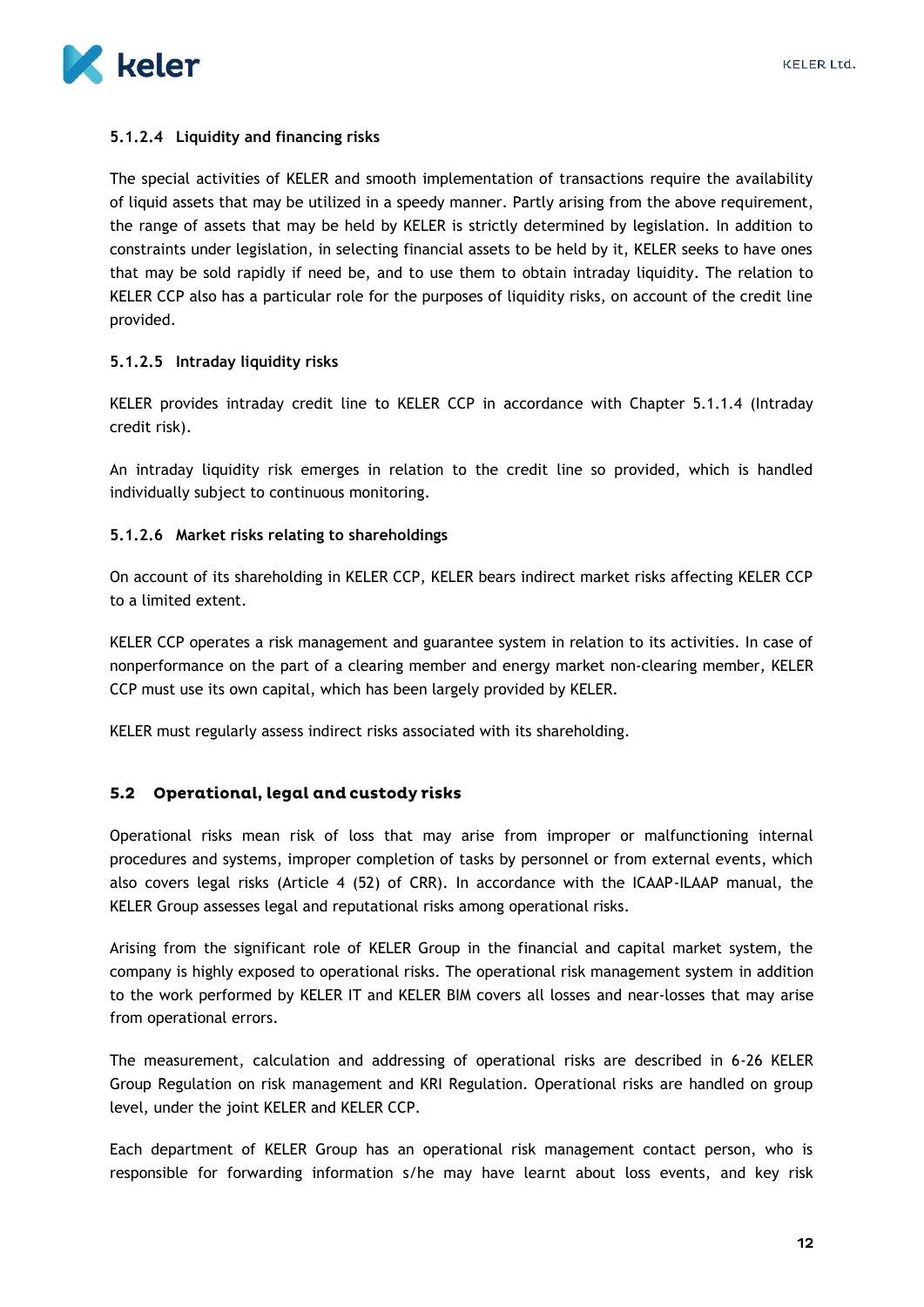#### 5.1.2.4 Liquidity and financing risks

The special activities of KELER and smooth implementation of transactions require the availability of liquid assets that may be utilized in a speedy manner. Partly arising from the above requirement, the range of assets that may be held by KELER is strictly determined by legislation. In addition to constraints under legislation, in selecting financial assets to be held by it, KELER seeks to have ones that may be sold rapidly if need be, and to use them to obtain intraday liquidity. The relation to KELER CCP also has a particular role for the purposes of liquidity risks, on account of the credit line provided.

#### 5.1.2.5 Intraday liquidity risks

KELER provides intraday credit line to KELER CCP in accordance with Chapter 5.1.1.4 (Intraday credit risk).

An intraday liquidity risk emerges in relation to the credit line so provided, which is handled individually subject to continuous monitoring.

#### 5.1.2.6 Market risks relating to shareholdings

On account of its shareholding in KELER CCP, KELER bears indirect market risks affecting KELER CCP to a limited extent.

KELER CCP operates a risk management and guarantee system in relation to its activities. In case of nonperformance on the part of a clearing member and energy market non-clearing member, KELER CCP must use its own capital, which has been largely provided by KELER.

KELER must regularly assess indirect risks associated with its shareholding.

## 5.2 Operational, legal and custody risks

Operational risks mean risk of loss that may arise from improper or malfunctioning internal procedures and systems, improper completion of tasks by personnel or from external events, which also covers legal risks (Article 4 (52) of CRR). In accordance with the ICAAP-ILAAP manual, the KELER Group assesses legal and reputational risks among operational risks.

Arising from the significant role of KELER Group in the financial and capital market system, the company is highly exposed to operational risks. The operational risk management system in addition to the work performed by KELER IT and KELER BIM covers all losses and near-losses that may arise from operational errors.

The measurement, calculation and addressing of operational risks are described in 6-26 KELER Group Regulation on risk management and KRI Regulation. Operational risks are handled on group level, under the joint KELER and KELER CCP.

Each department of KELER Group has an operational risk management contact person, who is responsible for forwarding information s/he may have learnt about loss events, and key risk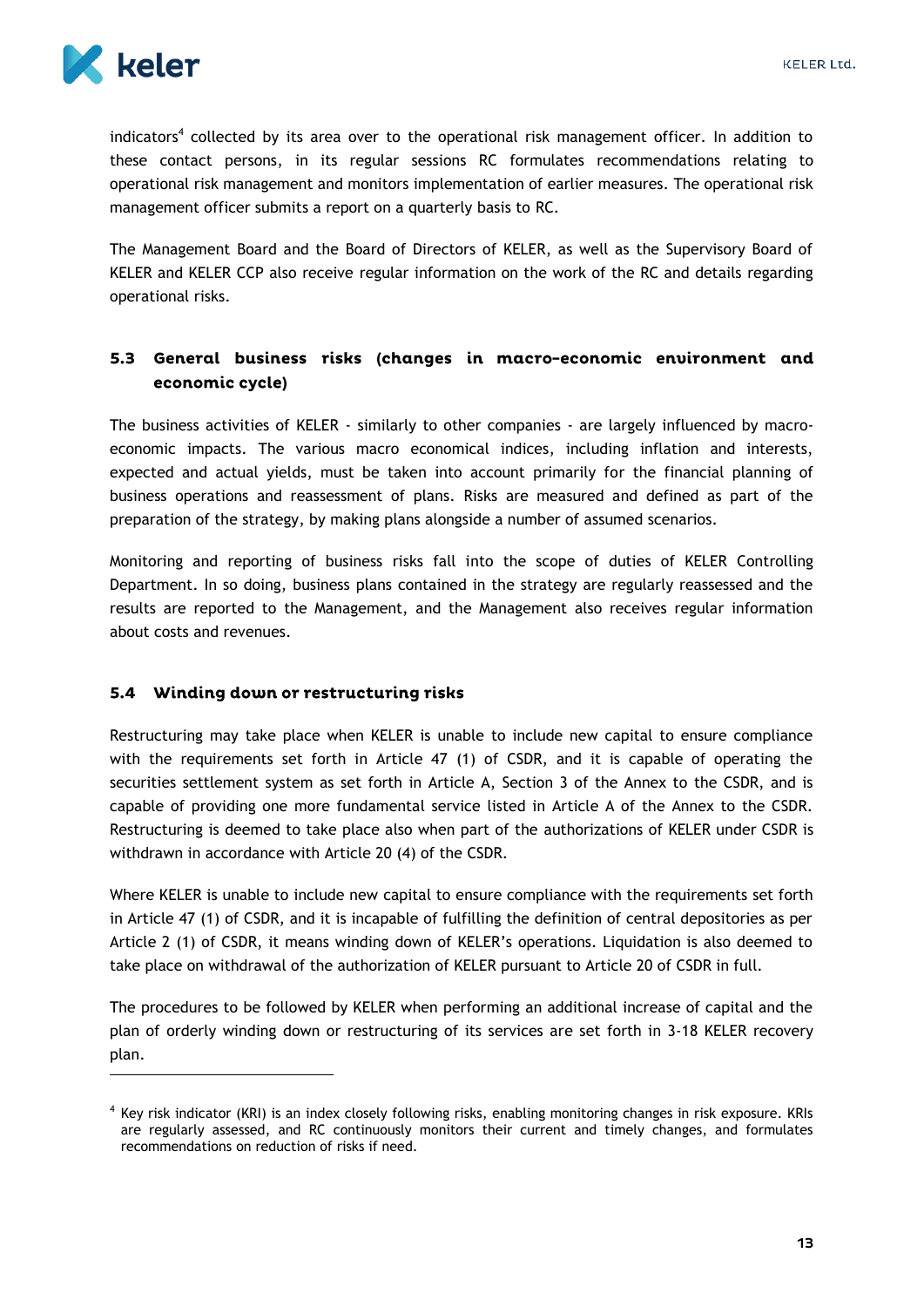indicators[4] collected by its area over to the operational risk management officer. In addition to these contact persons, in its regular sessions RC formulates recommendations relating to operational risk management and monitors implementation of earlier measures. The operational risk management officer submits a report on a quarterly basis to RC.

The Management Board and the Board of Directors of KELER, as well as the Supervisory Board of KELER and KELER CCP also receive regular information on the work of the RC and details regarding operational risks.

### 5.3 General business risks (changes in macro-economic environment and economic cycle)

The business activities of KELER - similarly to other companies - are largely influenced by macro-economic impacts. The various macro economical indices, including inflation and interests, expected and actual yields, must be taken into account primarily for the financial planning of business operations and reassessment of plans. Risks are measured and defined as part of the preparation of the strategy, by making plans alongside a number of assumed scenarios.

Monitoring and reporting of business risks fall into the scope of duties of KELER Controlling Department. In so doing, business plans contained in the strategy are regularly reassessed and the results are reported to the Management, and the Management also receives regular information about costs and revenues.

### 5.4 Winding down or restructuring risks

Restructuring may take place when KELER is unable to include new capital to ensure compliance with the requirements set forth in Article 47 (1) of CSDR, and it is capable of operating the securities settlement system as set forth in Article A, Section 3 of the Annex to the CSDR, and is capable of providing one more fundamental service listed in Article A of the Annex to the CSDR. Restructuring is deemed to take place also when part of the authorizations of KELER under CSDR is withdrawn in accordance with Article 20 (4) of the CSDR.

Where KELER is unable to include new capital to ensure compliance with the requirements set forth in Article 47 (1) of CSDR, and it is incapable of fulfilling the definition of central depositories as per Article 2 (1) of CSDR, it means winding down of KELER's operations. Liquidation is also deemed to take place on withdrawal of the authorization of KELER pursuant to Article 20 of CSDR in full.

The procedures to be followed by KELER when performing an additional increase of capital and the plan of orderly winding down or restructuring of its services are set forth in 3-18 KELER recovery plan.

---

[4] Key risk indicator (KRI) is an index closely following risks, enabling monitoring changes in risk exposure. KRIs are regularly assessed, and RC continuously monitors their current and timely changes, and formulates recommendations on reduction of risks if need.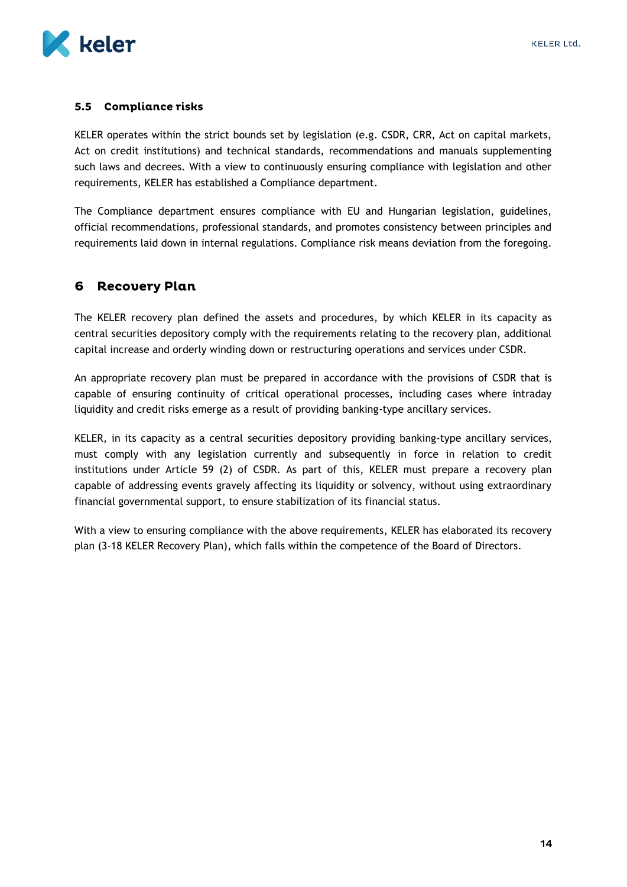### 5.5 Compliance risks

KELER operates within the strict bounds set by legislation (e.g. CSDR, CRR, Act on capital markets, Act on credit institutions) and technical standards, recommendations and manuals supplementing such laws and decrees. With a view to continuously ensuring compliance with legislation and other requirements, KELER has established a Compliance department.

The Compliance department ensures compliance with EU and Hungarian legislation, guidelines, official recommendations, professional standards, and promotes consistency between principles and requirements laid down in internal regulations. Compliance risk means deviation from the foregoing.

## 6 Recovery Plan

The KELER recovery plan defined the assets and procedures, by which KELER in its capacity as central securities depository comply with the requirements relating to the recovery plan, additional capital increase and orderly winding down or restructuring operations and services under CSDR.

An appropriate recovery plan must be prepared in accordance with the provisions of CSDR that is capable of ensuring continuity of critical operational processes, including cases where intraday liquidity and credit risks emerge as a result of providing banking-type ancillary services.

KELER, in its capacity as a central securities depository providing banking-type ancillary services, must comply with any legislation currently and subsequently in force in relation to credit institutions under Article 59 (2) of CSDR. As part of this, KELER must prepare a recovery plan capable of addressing events gravely affecting its liquidity or solvency, without using extraordinary financial governmental support, to ensure stabilization of its financial status.

With a view to ensuring compliance with the above requirements, KELER has elaborated its recovery plan (3-18 KELER Recovery Plan), which falls within the competence of the Board of Directors.